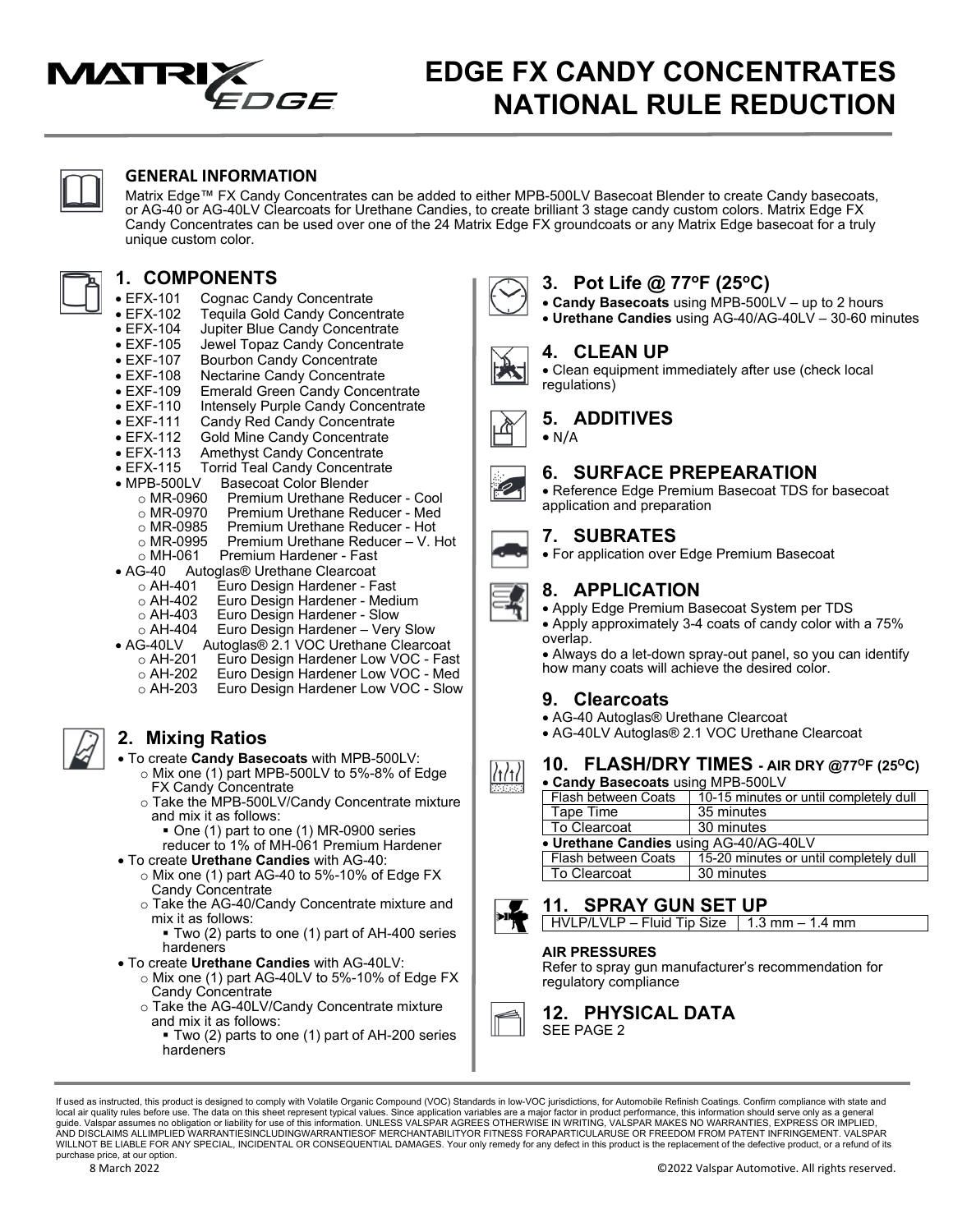# EDGE FX CANDY CONCENTRATES NATIONAL RULE REDUCTION

## GENERAL INFORMATION

Matrix Edge™ FX Candy Concentrates can be added to either MPB-500LV Basecoat Blender to create Candy basecoats, or AG-40 or AG-40LV Clearcoats for Urethane Candies, to create brilliant 3 stage candy custom colors. Matrix Edge FX Candy Concentrates can be used over one of the 24 Matrix Edge FX groundcoats or any Matrix Edge basecoat for a truly unique custom color.

## 1. COMPONENTS

- EFX-101 Cognac Candy Concentrate
- EFX-102 Tequila Gold Candy Concentrate
- EFX-104 Jupiter Blue Candy Concentrate
- EXF-105 Jewel Topaz Candy Concentrate
- EXF-107 Bourbon Candy Concentrate
- EXF-108 Nectarine Candy Concentrate
- EXF-109 Emerald Green Candy Concentrate
- EXF-110 Intensely Purple Candy Concentrate
- EXF-111 Candy Red Candy Concentrate
- EFX-112 Gold Mine Candy Concentrate
- EFX-113 Amethyst Candy Concentrate
- EFX-115 Torrid Teal Candy Concentrate
- MPB-500LV Basecoat Color Blender
  - MR-0960 Premium Urethane Reducer - Cool
  - MR-0970 Premium Urethane Reducer - Med
  - MR-0985 Premium Urethane Reducer - Hot
  - MR-0995 Premium Urethane Reducer – V. Hot
  - MH-061 Premium Hardener - Fast
- AG-40 Autoglas® Urethane Clearcoat
  - AH-401 Euro Design Hardener - Fast
  - AH-402 Euro Design Hardener - Medium
  - AH-403 Euro Design Hardener - Slow
  - AH-404 Euro Design Hardener – Very Slow
- AG-40LV Autoglas® 2.1 VOC Urethane Clearcoat
  - AH-201 Euro Design Hardener Low VOC - Fast
  - AH-202 Euro Design Hardener Low VOC - Med
  - AH-203 Euro Design Hardener Low VOC - Slow

## 2. Mixing Ratios

- To create **Candy Basecoats** with MPB-500LV:
  - Mix one (1) part MPB-500LV to 5%-8% of Edge FX Candy Concentrate
  - Take the MPB-500LV/Candy Concentrate mixture and mix it as follows:
    - One (1) part to one (1) MR-0900 series reducer to 1% of MH-061 Premium Hardener
- To create **Urethane Candies** with AG-40:
  - Mix one (1) part AG-40 to 5%-10% of Edge FX Candy Concentrate
  - Take the AG-40/Candy Concentrate mixture and mix it as follows:
    - Two (2) parts to one (1) part of AH-400 series hardeners
- To create **Urethane Candies** with AG-40LV:
  - Mix one (1) part AG-40LV to 5%-10% of Edge FX Candy Concentrate
  - Take the AG-40LV/Candy Concentrate mixture and mix it as follows:
    - Two (2) parts to one (1) part of AH-200 series hardeners

## 3. Pot Life @ 77ºF (25ºC)

- **Candy Basecoats** using MPB-500LV – up to 2 hours
- **Urethane Candies** using AG-40/AG-40LV – 30-60 minutes

## 4. CLEAN UP

- Clean equipment immediately after use (check local regulations)

## 5. ADDITIVES

- N/A

## 6. SURFACE PREPEARATION

- Reference Edge Premium Basecoat TDS for basecoat application and preparation

## 7. SUBRATES

- For application over Edge Premium Basecoat

## 8. APPLICATION

- Apply Edge Premium Basecoat System per TDS
- Apply approximately 3-4 coats of candy color with a 75% overlap.
- Always do a let-down spray-out panel, so you can identify how many coats will achieve the desired color.

## 9. Clearcoats

- AG-40 Autoglas® Urethane Clearcoat
- AG-40LV Autoglas® 2.1 VOC Urethane Clearcoat

## 10. FLASH/DRY TIMES - AIR DRY @77ºF (25ºC)

- **Candy Basecoats** using MPB-500LV

| Flash between Coats | 10-15 minutes or until completely dull |
|---|---|
| Tape Time | 35 minutes |
| To Clearcoat | 30 minutes |

- **Urethane Candies** using AG-40/AG-40LV

| Flash between Coats | 15-20 minutes or until completely dull |
|---|---|
| To Clearcoat | 30 minutes |

## 11. SPRAY GUN SET UP

| HVLP/LVLP – Fluid Tip Size | 1.3 mm – 1.4 mm |
|---|---|

**AIR PRESSURES**

Refer to spray gun manufacturer's recommendation for regulatory compliance

## 12. PHYSICAL DATA

SEE PAGE 2

If used as instructed, this product is designed to comply with Volatile Organic Compound (VOC) Standards in low-VOC jurisdictions, for Automobile Refinish Coatings. Confirm compliance with state and local air quality rules before use. The data on this sheet represent typical values. Since application variables are a major factor in product performance, this information should serve only as a general guide. Valspar assumes no obligation or liability for use of this information. UNLESS VALSPAR AGREES OTHERWISE IN WRITING, VALSPAR MAKES NO WARRANTIES, EXPRESS OR IMPLIED, AND DISCLAIMS ALLIMPLIED WARRANTIESINCLUDINGWARRANTIESOF MERCHANTABILITYOR FITNESS FORAPARTICULARUSE OR FREEDOM FROM PATENT INFRINGEMENT. VALSPAR WILLNOT BE LIABLE FOR ANY SPECIAL, INCIDENTAL OR CONSEQUENTIAL DAMAGES. Your only remedy for any defect in this product is the replacement of the defective product, or a refund of its purchase price, at our option.

8 March 2022

©2022 Valspar Automotive. All rights reserved.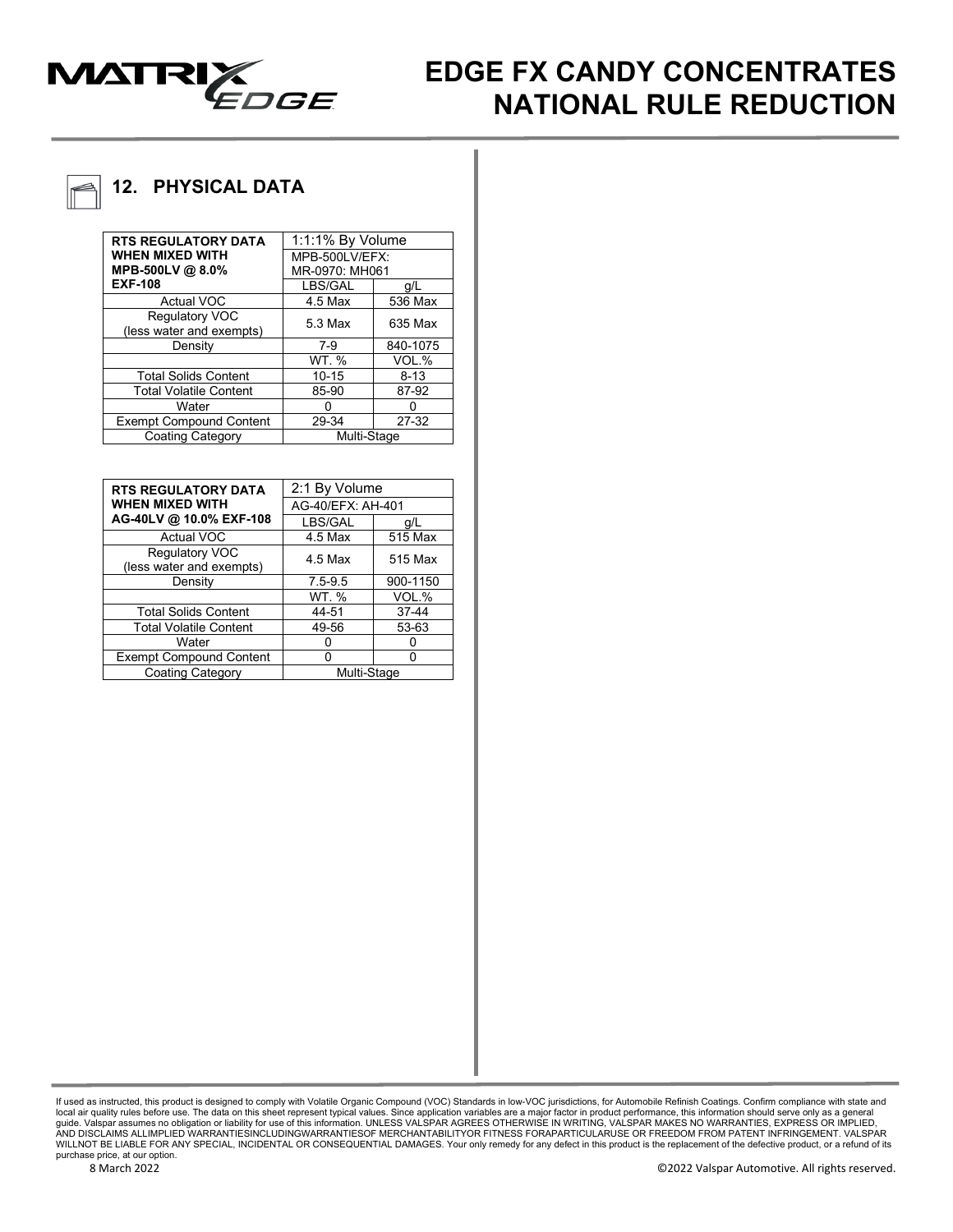## 12. PHYSICAL DATA

| RTS REGULATORY DATA WHEN MIXED WITH MPB-500LV @ 8.0% EXF-108 | 1:1:1% By Volume | |
|---|---|---|
| | MPB-500LV/EFX: MR-0970: MH061 | |
| | LBS/GAL | g/L |
| Actual VOC | 4.5 Max | 536 Max |
| Regulatory VOC (less water and exempts) | 5.3 Max | 635 Max |
| Density | 7-9 | 840-1075 |
| | WT. % | VOL.% |
| Total Solids Content | 10-15 | 8-13 |
| Total Volatile Content | 85-90 | 87-92 |
| Water | 0 | 0 |
| Exempt Compound Content | 29-34 | 27-32 |
| Coating Category | Multi-Stage | |

| RTS REGULATORY DATA WHEN MIXED WITH AG-40LV @ 10.0% EXF-108 | 2:1 By Volume | |
|---|---|---|
| | AG-40/EFX: AH-401 | |
| | LBS/GAL | g/L |
| Actual VOC | 4.5 Max | 515 Max |
| Regulatory VOC (less water and exempts) | 4.5 Max | 515 Max |
| Density | 7.5-9.5 | 900-1150 |
| | WT. % | VOL.% |
| Total Solids Content | 44-51 | 37-44 |
| Total Volatile Content | 49-56 | 53-63 |
| Water | 0 | 0 |
| Exempt Compound Content | 0 | 0 |
| Coating Category | Multi-Stage | |

If used as instructed, this product is designed to comply with Volatile Organic Compound (VOC) Standards in low-VOC jurisdictions, for Automobile Refinish Coatings. Confirm compliance with state and local air quality rules before use. The data on this sheet represent typical values. Since application variables are a major factor in product performance, this information should serve only as a general guide. Valspar assumes no obligation or liability for use of this information. UNLESS VALSPAR AGREES OTHERWISE IN WRITING, VALSPAR MAKES NO WARRANTIES, EXPRESS OR IMPLIED, AND DISCLAIMS ALLIMPLIED WARRANTIESINCLUDINGWARRANTIESOF MERCHANTABILITYOR FITNESS FORAPARTICULARUSE OR FREEDOM FROM PATENT INFRINGEMENT. VALSPAR WILLNOT BE LIABLE FOR ANY SPECIAL, INCIDENTAL OR CONSEQUENTIAL DAMAGES. Your only remedy for any defect in this product is the replacement of the defective product, or a refund of its purchase price, at our option.

8 March 2022

©2022 Valspar Automotive. All rights reserved.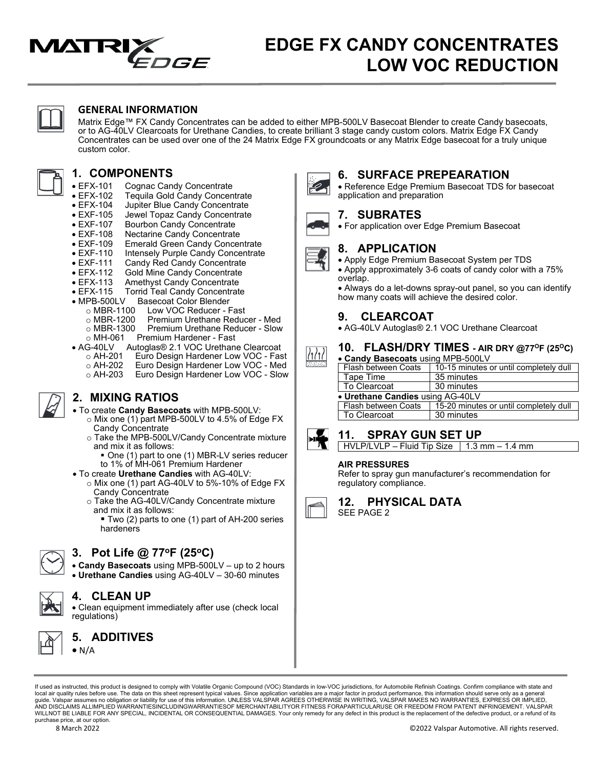# EDGE FX CANDY CONCENTRATES LOW VOC REDUCTION

## GENERAL INFORMATION

Matrix Edge™ FX Candy Concentrates can be added to either MPB-500LV Basecoat Blender to create Candy basecoats, or to AG-40LV Clearcoats for Urethane Candies, to create brilliant 3 stage candy custom colors. Matrix Edge FX Candy Concentrates can be used over one of the 24 Matrix Edge FX groundcoats or any Matrix Edge basecoat for a truly unique custom color.

## 1. COMPONENTS

- EFX-101 Cognac Candy Concentrate
- EFX-102 Tequila Gold Candy Concentrate
- EFX-104 Jupiter Blue Candy Concentrate
- EXF-105 Jewel Topaz Candy Concentrate
- EXF-107 Bourbon Candy Concentrate
- EXF-108 Nectarine Candy Concentrate
- EXF-109 Emerald Green Candy Concentrate
- EXF-110 Intensely Purple Candy Concentrate
- EXF-111 Candy Red Candy Concentrate
- EFX-112 Gold Mine Candy Concentrate
- EFX-113 Amethyst Candy Concentrate
- EFX-115 Torrid Teal Candy Concentrate
- MPB-500LV Basecoat Color Blender
  - MBR-1100 Low VOC Reducer - Fast
  - MBR-1200 Premium Urethane Reducer - Med
  - MBR-1300 Premium Urethane Reducer - Slow
  - MH-061 Premium Hardener - Fast
- AG-40LV Autoglas® 2.1 VOC Urethane Clearcoat
  - AH-201 Euro Design Hardener Low VOC - Fast
  - AH-202 Euro Design Hardener Low VOC - Med
  - AH-203 Euro Design Hardener Low VOC - Slow

## 2. MIXING RATIOS

- To create **Candy Basecoats** with MPB-500LV:
  - Mix one (1) part MPB-500LV to 4.5% of Edge FX Candy Concentrate
  - Take the MPB-500LV/Candy Concentrate mixture and mix it as follows:
    - One (1) part to one (1) MBR-LV series reducer to 1% of MH-061 Premium Hardener
- To create **Urethane Candies** with AG-40LV:
  - Mix one (1) part AG-40LV to 5%-10% of Edge FX Candy Concentrate
  - Take the AG-40LV/Candy Concentrate mixture and mix it as follows:
    - Two (2) parts to one (1) part of AH-200 series hardeners

## 3. Pot Life @ 77°F (25°C)

- **Candy Basecoats** using MPB-500LV – up to 2 hours
- **Urethane Candies** using AG-40LV – 30-60 minutes

## 4. CLEAN UP

- Clean equipment immediately after use (check local regulations)

## 5. ADDITIVES

- N/A

## 6. SURFACE PREPEARATION

- Reference Edge Premium Basecoat TDS for basecoat application and preparation

## 7. SUBRATES

- For application over Edge Premium Basecoat

## 8. APPLICATION

- Apply Edge Premium Basecoat System per TDS
- Apply approximately 3-6 coats of candy color with a 75% overlap.
- Always do a let-downs spray-out panel, so you can identify how many coats will achieve the desired color.

## 9. CLEARCOAT

- AG-40LV Autoglas® 2.1 VOC Urethane Clearcoat

## 10. FLASH/DRY TIMES - AIR DRY @77°F (25°C)

- **Candy Basecoats** using MPB-500LV

| | |
|---|---|
| Flash between Coats | 10-15 minutes or until completely dull |
| Tape Time | 35 minutes |
| To Clearcoat | 30 minutes |

- **Urethane Candies** using AG-40LV

| | |
|---|---|
| Flash between Coats | 15-20 minutes or until completely dull |
| To Clearcoat | 30 minutes |

## 11. SPRAY GUN SET UP

| | |
|---|---|
| HVLP/LVLP – Fluid Tip Size | 1.3 mm – 1.4 mm |

**AIR PRESSURES**

Refer to spray gun manufacturer's recommendation for regulatory compliance.

## 12. PHYSICAL DATA

SEE PAGE 2

If used as instructed, this product is designed to comply with Volatile Organic Compound (VOC) Standards in low-VOC jurisdictions, for Automobile Refinish Coatings. Confirm compliance with state and local air quality rules before use. The data on this sheet represent typical values. Since application variables are a major factor in product performance, this information should serve only as a general guide. Valspar assumes no obligation or liability for use of this information. UNLESS VALSPAR AGREES OTHERWISE IN WRITING, VALSPAR MAKES NO WARRANTIES, EXPRESS OR IMPLIED, AND DISCLAIMS ALLIMPLIED WARRANTIESINCLUDINGWARRANTIESOF MERCHANTABILITYOR FITNESS FORAPARTICULARUSE OR FREEDOM FROM PATENT INFRINGEMENT. VALSPAR WILLNOT BE LIABLE FOR ANY SPECIAL, INCIDENTAL OR CONSEQUENTIAL DAMAGES. Your only remedy for any defect in this product is the replacement of the defective product, or a refund of its purchase price, at our option.

8 March 2022

©2022 Valspar Automotive. All rights reserved.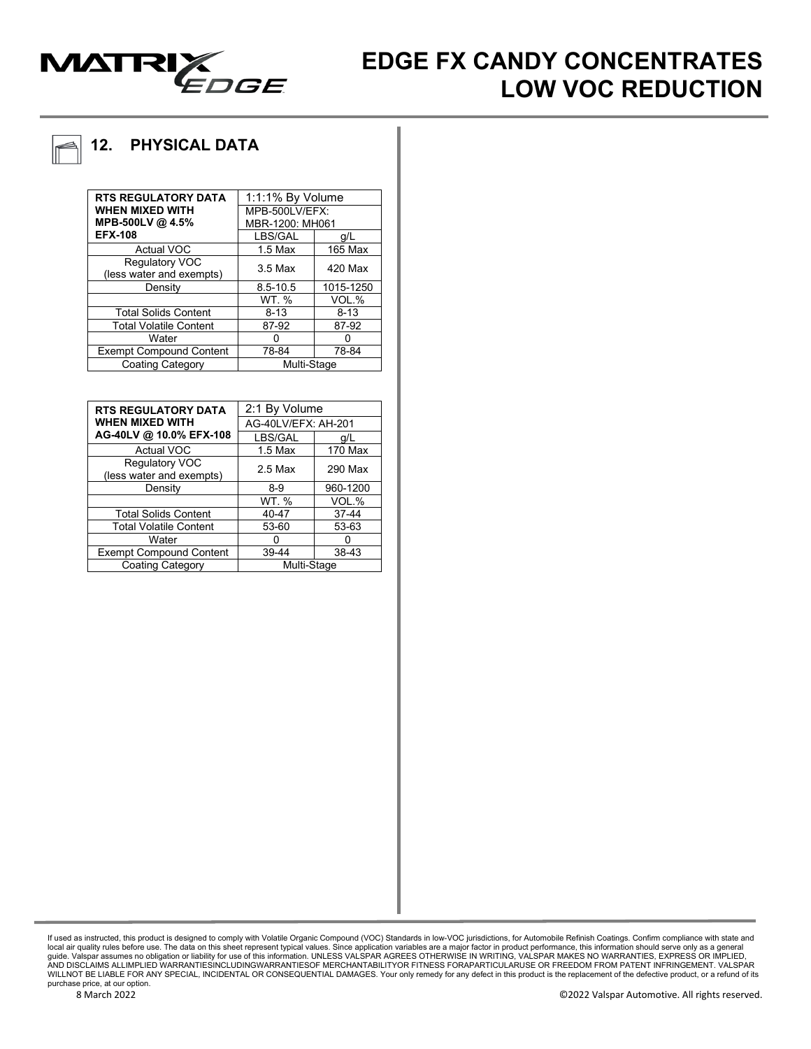## 12. PHYSICAL DATA

| RTS REGULATORY DATA WHEN MIXED WITH MPB-500LV @ 4.5% EFX-108 | 1:1:1% By Volume | |
|---|---|---|
| | MPB-500LV/EFX: MBR-1200: MH061 | |
| | LBS/GAL | g/L |
| Actual VOC | 1.5 Max | 165 Max |
| Regulatory VOC (less water and exempts) | 3.5 Max | 420 Max |
| Density | 8.5-10.5 | 1015-1250 |
| | WT. % | VOL.% |
| Total Solids Content | 8-13 | 8-13 |
| Total Volatile Content | 87-92 | 87-92 |
| Water | 0 | 0 |
| Exempt Compound Content | 78-84 | 78-84 |
| Coating Category | Multi-Stage | |

| RTS REGULATORY DATA WHEN MIXED WITH AG-40LV @ 10.0% EFX-108 | 2:1 By Volume | |
|---|---|---|
| | AG-40LV/EFX: AH-201 | |
| | LBS/GAL | g/L |
| Actual VOC | 1.5 Max | 170 Max |
| Regulatory VOC (less water and exempts) | 2.5 Max | 290 Max |
| Density | 8-9 | 960-1200 |
| | WT. % | VOL.% |
| Total Solids Content | 40-47 | 37-44 |
| Total Volatile Content | 53-60 | 53-63 |
| Water | 0 | 0 |
| Exempt Compound Content | 39-44 | 38-43 |
| Coating Category | Multi-Stage | |

If used as instructed, this product is designed to comply with Volatile Organic Compound (VOC) Standards in low-VOC jurisdictions, for Automobile Refinish Coatings. Confirm compliance with state and local air quality rules before use. The data on this sheet represent typical values. Since application variables are a major factor in product performance, this information should serve only as a general guide. Valspar assumes no obligation or liability for use of this information. UNLESS VALSPAR AGREES OTHERWISE IN WRITING, VALSPAR MAKES NO WARRANTIES, EXPRESS OR IMPLIED, AND DISCLAIMS ALLIMPLIED WARRANTIESINCLUDINGWARRANTIESOF MERCHANTABILITYOR FITNESS FORAPARTICULARUSE OR FREEDOM FROM PATENT INFRINGEMENT. VALSPAR WILLNOT BE LIABLE FOR ANY SPECIAL, INCIDENTAL OR CONSEQUENTIAL DAMAGES. Your only remedy for any defect in this product is the replacement of the defective product, or a refund of its purchase price, at our option.

8 March 2022

©2022 Valspar Automotive. All rights reserved.